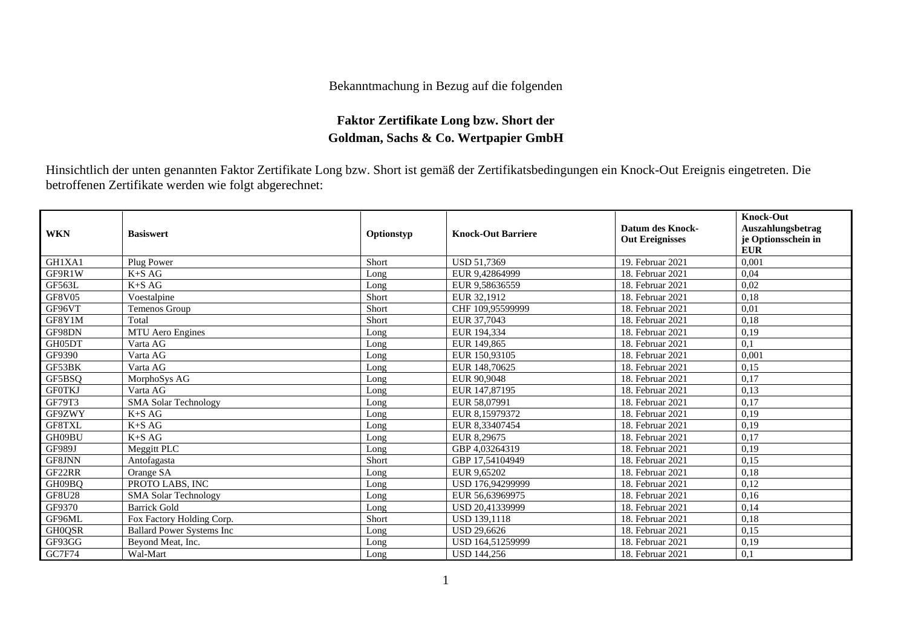Bekanntmachung in Bezug auf die folgenden

# Faktor Zertifikate Long bzw. Short der Goldman, Sachs & Co. Wertpapier GmbH

Hinsichtlich der unten genannten Faktor Zertifikate Long bzw. Short ist gemäß der Zertifikatsbedingungen ein Knock-Out Ereignis eingetreten. Die betroffenen Zertifikate werden wie folgt abgerechnet:

| WKN | Basiswert | Optionstyp | Knock-Out Barriere | Datum des Knock-Out Ereignisses | Knock-Out Auszahlungsbetrag je Optionsschein in EUR |
|---|---|---|---|---|---|
| GH1XA1 | Plug Power | Short | USD 51,7369 | 19. Februar 2021 | 0,001 |
| GF9R1W | K+S AG | Long | EUR 9,42864999 | 18. Februar 2021 | 0,04 |
| GF563L | K+S AG | Long | EUR 9,58636559 | 18. Februar 2021 | 0,02 |
| GF8V05 | Voestalpine | Short | EUR 32,1912 | 18. Februar 2021 | 0,18 |
| GF96VT | Temenos Group | Short | CHF 109,95599999 | 18. Februar 2021 | 0,01 |
| GF8Y1M | Total | Short | EUR 37,7043 | 18. Februar 2021 | 0,18 |
| GF98DN | MTU Aero Engines | Long | EUR 194,334 | 18. Februar 2021 | 0,19 |
| GH05DT | Varta AG | Long | EUR 149,865 | 18. Februar 2021 | 0,1 |
| GF9390 | Varta AG | Long | EUR 150,93105 | 18. Februar 2021 | 0,001 |
| GF53BK | Varta AG | Long | EUR 148,70625 | 18. Februar 2021 | 0,15 |
| GF5BSQ | MorphoSys AG | Long | EUR 90,9048 | 18. Februar 2021 | 0,17 |
| GF0TKJ | Varta AG | Long | EUR 147,87195 | 18. Februar 2021 | 0,13 |
| GF79T3 | SMA Solar Technology | Long | EUR 58,07991 | 18. Februar 2021 | 0,17 |
| GF9ZWY | K+S AG | Long | EUR 8,15979372 | 18. Februar 2021 | 0,19 |
| GF8TXL | K+S AG | Long | EUR 8,33407454 | 18. Februar 2021 | 0,19 |
| GH09BU | K+S AG | Long | EUR 8,29675 | 18. Februar 2021 | 0,17 |
| GF989J | Meggitt PLC | Long | GBP 4,03264319 | 18. Februar 2021 | 0,19 |
| GF8JNN | Antofagasta | Short | GBP 17,54104949 | 18. Februar 2021 | 0,15 |
| GF22RR | Orange SA | Long | EUR 9,65202 | 18. Februar 2021 | 0,18 |
| GH09BQ | PROTO LABS, INC | Long | USD 176,94299999 | 18. Februar 2021 | 0,12 |
| GF8U28 | SMA Solar Technology | Long | EUR 56,63969975 | 18. Februar 2021 | 0,16 |
| GF9370 | Barrick Gold | Long | USD 20,41339999 | 18. Februar 2021 | 0,14 |
| GF96ML | Fox Factory Holding Corp. | Short | USD 139,1118 | 18. Februar 2021 | 0,18 |
| GH0QSR | Ballard Power Systems Inc | Long | USD 29,6626 | 18. Februar 2021 | 0,15 |
| GF93GG | Beyond Meat, Inc. | Long | USD 164,51259999 | 18. Februar 2021 | 0,19 |
| GC7F74 | Wal-Mart | Long | USD 144,256 | 18. Februar 2021 | 0,1 |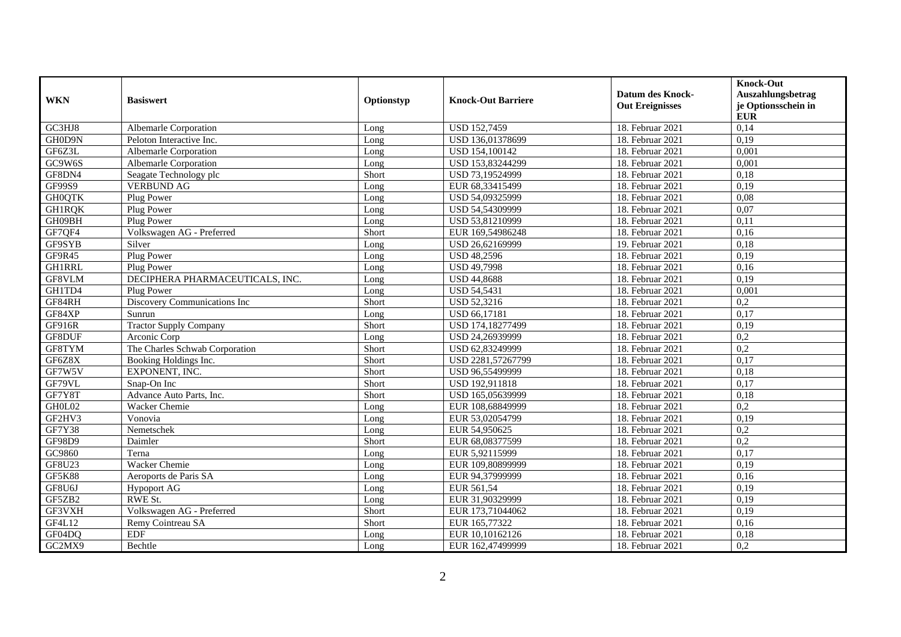| WKN | Basiswert | Optionstyp | Knock-Out Barriere | Datum des Knock-Out Ereignisses | Knock-Out Auszahlungsbetrag je Optionsschein in EUR |
|---|---|---|---|---|---|
| GC3HJ8 | Albemarle Corporation | Long | USD 152,7459 | 18. Februar 2021 | 0,14 |
| GH0D9N | Peloton Interactive Inc. | Long | USD 136,01378699 | 18. Februar 2021 | 0,19 |
| GF6Z3L | Albemarle Corporation | Long | USD 154,100142 | 18. Februar 2021 | 0,001 |
| GC9W6S | Albemarle Corporation | Long | USD 153,83244299 | 18. Februar 2021 | 0,001 |
| GF8DN4 | Seagate Technology plc | Short | USD 73,19524999 | 18. Februar 2021 | 0,18 |
| GF99S9 | VERBUND AG | Long | EUR 68,33415499 | 18. Februar 2021 | 0,19 |
| GH0QTK | Plug Power | Long | USD 54,09325999 | 18. Februar 2021 | 0,08 |
| GH1RQK | Plug Power | Long | USD 54,54309999 | 18. Februar 2021 | 0,07 |
| GH09BH | Plug Power | Long | USD 53,81210999 | 18. Februar 2021 | 0,11 |
| GF7QF4 | Volkswagen AG - Preferred | Short | EUR 169,54986248 | 18. Februar 2021 | 0,16 |
| GF9SYB | Silver | Long | USD 26,62169999 | 19. Februar 2021 | 0,18 |
| GF9R45 | Plug Power | Long | USD 48,2596 | 18. Februar 2021 | 0,19 |
| GH1RRL | Plug Power | Long | USD 49,7998 | 18. Februar 2021 | 0,16 |
| GF8VLM | DECIPHERA PHARMACEUTICALS, INC. | Long | USD 44,8688 | 18. Februar 2021 | 0,19 |
| GH1TD4 | Plug Power | Long | USD 54,5431 | 18. Februar 2021 | 0,001 |
| GF84RH | Discovery Communications Inc | Short | USD 52,3216 | 18. Februar 2021 | 0,2 |
| GF84XP | Sunrun | Long | USD 66,17181 | 18. Februar 2021 | 0,17 |
| GF916R | Tractor Supply Company | Short | USD 174,18277499 | 18. Februar 2021 | 0,19 |
| GF8DUF | Arconic Corp | Long | USD 24,26939999 | 18. Februar 2021 | 0,2 |
| GF8TYM | The Charles Schwab Corporation | Short | USD 62,83249999 | 18. Februar 2021 | 0,2 |
| GF6Z8X | Booking Holdings Inc. | Short | USD 2281,57267799 | 18. Februar 2021 | 0,17 |
| GF7W5V | EXPONENT, INC. | Short | USD 96,55499999 | 18. Februar 2021 | 0,18 |
| GF79VL | Snap-On Inc | Short | USD 192,911818 | 18. Februar 2021 | 0,17 |
| GF7Y8T | Advance Auto Parts, Inc. | Short | USD 165,05639999 | 18. Februar 2021 | 0,18 |
| GH0L02 | Wacker Chemie | Long | EUR 108,68849999 | 18. Februar 2021 | 0,2 |
| GF2HV3 | Vonovia | Long | EUR 53,02054799 | 18. Februar 2021 | 0,19 |
| GF7Y38 | Nemetschek | Long | EUR 54,950625 | 18. Februar 2021 | 0,2 |
| GF98D9 | Daimler | Short | EUR 68,08377599 | 18. Februar 2021 | 0,2 |
| GC9860 | Terna | Long | EUR 5,92115999 | 18. Februar 2021 | 0,17 |
| GF8U23 | Wacker Chemie | Long | EUR 109,80899999 | 18. Februar 2021 | 0,19 |
| GF5K88 | Aeroports de Paris SA | Long | EUR 94,37999999 | 18. Februar 2021 | 0,16 |
| GF8U6J | Hypoport AG | Long | EUR 561,54 | 18. Februar 2021 | 0,19 |
| GF5ZB2 | RWE St. | Long | EUR 31,90329999 | 18. Februar 2021 | 0,19 |
| GF3VXH | Volkswagen AG - Preferred | Short | EUR 173,71044062 | 18. Februar 2021 | 0,19 |
| GF4L12 | Remy Cointreau SA | Short | EUR 165,77322 | 18. Februar 2021 | 0,16 |
| GF04DQ | EDF | Long | EUR 10,10162126 | 18. Februar 2021 | 0,18 |
| GC2MX9 | Bechtle | Long | EUR 162,47499999 | 18. Februar 2021 | 0,2 |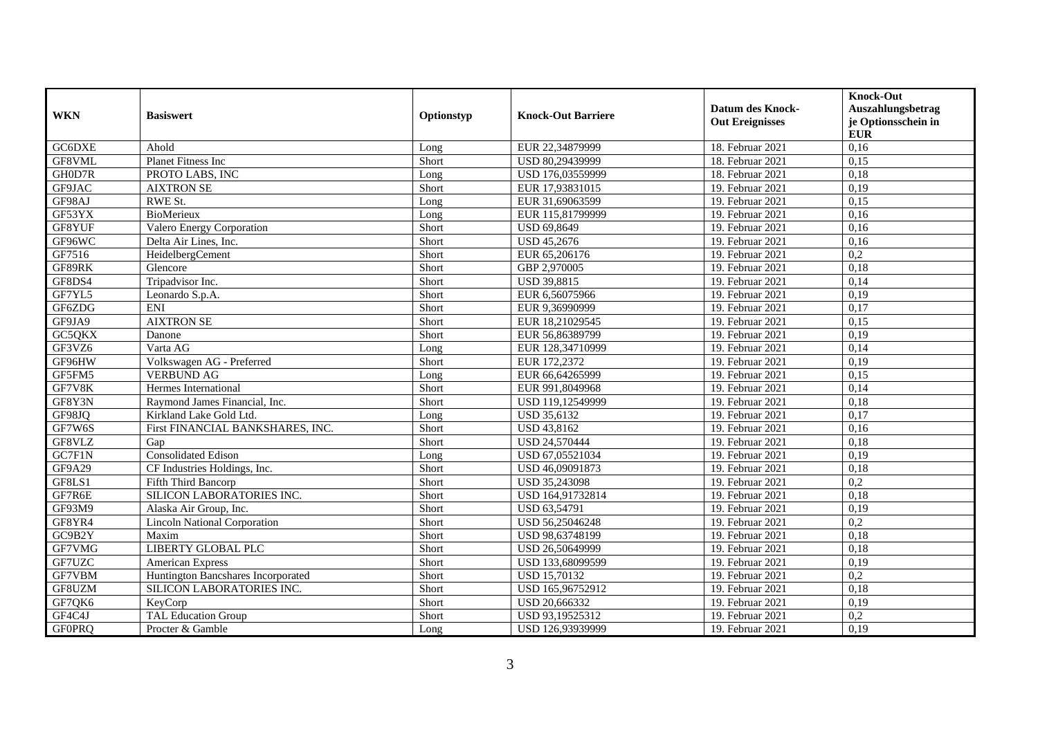| WKN | Basiswert | Optionstyp | Knock-Out Barriere | Datum des Knock-Out Ereignisses | Knock-Out Auszahlungsbetrag je Optionsschein in EUR |
|---|---|---|---|---|---|
| GC6DXE | Ahold | Long | EUR 22,34879999 | 18. Februar 2021 | 0,16 |
| GF8VML | Planet Fitness Inc | Short | USD 80,29439999 | 18. Februar 2021 | 0,15 |
| GH0D7R | PROTO LABS, INC | Long | USD 176,03559999 | 18. Februar 2021 | 0,18 |
| GF9JAC | AIXTRON SE | Short | EUR 17,93831015 | 19. Februar 2021 | 0,19 |
| GF98AJ | RWE St. | Long | EUR 31,69063599 | 19. Februar 2021 | 0,15 |
| GF53YX | BioMerieux | Long | EUR 115,81799999 | 19. Februar 2021 | 0,16 |
| GF8YUF | Valero Energy Corporation | Short | USD 69,8649 | 19. Februar 2021 | 0,16 |
| GF96WC | Delta Air Lines, Inc. | Short | USD 45,2676 | 19. Februar 2021 | 0,16 |
| GF7516 | HeidelbergCement | Short | EUR 65,206176 | 19. Februar 2021 | 0,2 |
| GF89RK | Glencore | Short | GBP 2,970005 | 19. Februar 2021 | 0,18 |
| GF8DS4 | Tripadvisor Inc. | Short | USD 39,8815 | 19. Februar 2021 | 0,14 |
| GF7YL5 | Leonardo S.p.A. | Short | EUR 6,56075966 | 19. Februar 2021 | 0,19 |
| GF6ZDG | ENI | Short | EUR 9,36990999 | 19. Februar 2021 | 0,17 |
| GF9JA9 | AIXTRON SE | Short | EUR 18,21029545 | 19. Februar 2021 | 0,15 |
| GC5QKX | Danone | Short | EUR 56,86389799 | 19. Februar 2021 | 0,19 |
| GF3VZ6 | Varta AG | Long | EUR 128,34710999 | 19. Februar 2021 | 0,14 |
| GF96HW | Volkswagen AG - Preferred | Short | EUR 172,2372 | 19. Februar 2021 | 0,19 |
| GF5FM5 | VERBUND AG | Long | EUR 66,64265999 | 19. Februar 2021 | 0,15 |
| GF7V8K | Hermes International | Short | EUR 991,8049968 | 19. Februar 2021 | 0,14 |
| GF8Y3N | Raymond James Financial, Inc. | Short | USD 119,12549999 | 19. Februar 2021 | 0,18 |
| GF98JQ | Kirkland Lake Gold Ltd. | Long | USD 35,6132 | 19. Februar 2021 | 0,17 |
| GF7W6S | First FINANCIAL BANKSHARES, INC. | Short | USD 43,8162 | 19. Februar 2021 | 0,16 |
| GF8VLZ | Gap | Short | USD 24,570444 | 19. Februar 2021 | 0,18 |
| GC7F1N | Consolidated Edison | Long | USD 67,05521034 | 19. Februar 2021 | 0,19 |
| GF9A29 | CF Industries Holdings, Inc. | Short | USD 46,09091873 | 19. Februar 2021 | 0,18 |
| GF8LS1 | Fifth Third Bancorp | Short | USD 35,243098 | 19. Februar 2021 | 0,2 |
| GF7R6E | SILICON LABORATORIES INC. | Short | USD 164,91732814 | 19. Februar 2021 | 0,18 |
| GF93M9 | Alaska Air Group, Inc. | Short | USD 63,54791 | 19. Februar 2021 | 0,19 |
| GF8YR4 | Lincoln National Corporation | Short | USD 56,25046248 | 19. Februar 2021 | 0,2 |
| GC9B2Y | Maxim | Short | USD 98,63748199 | 19. Februar 2021 | 0,18 |
| GF7VMG | LIBERTY GLOBAL PLC | Short | USD 26,50649999 | 19. Februar 2021 | 0,18 |
| GF7UZC | American Express | Short | USD 133,68099599 | 19. Februar 2021 | 0,19 |
| GF7VBM | Huntington Bancshares Incorporated | Short | USD 15,70132 | 19. Februar 2021 | 0,2 |
| GF8UZM | SILICON LABORATORIES INC. | Short | USD 165,96752912 | 19. Februar 2021 | 0,18 |
| GF7QK6 | KeyCorp | Short | USD 20,666332 | 19. Februar 2021 | 0,19 |
| GF4C4J | TAL Education Group | Short | USD 93,19525312 | 19. Februar 2021 | 0,2 |
| GF0PRQ | Procter & Gamble | Long | USD 126,93939999 | 19. Februar 2021 | 0,19 |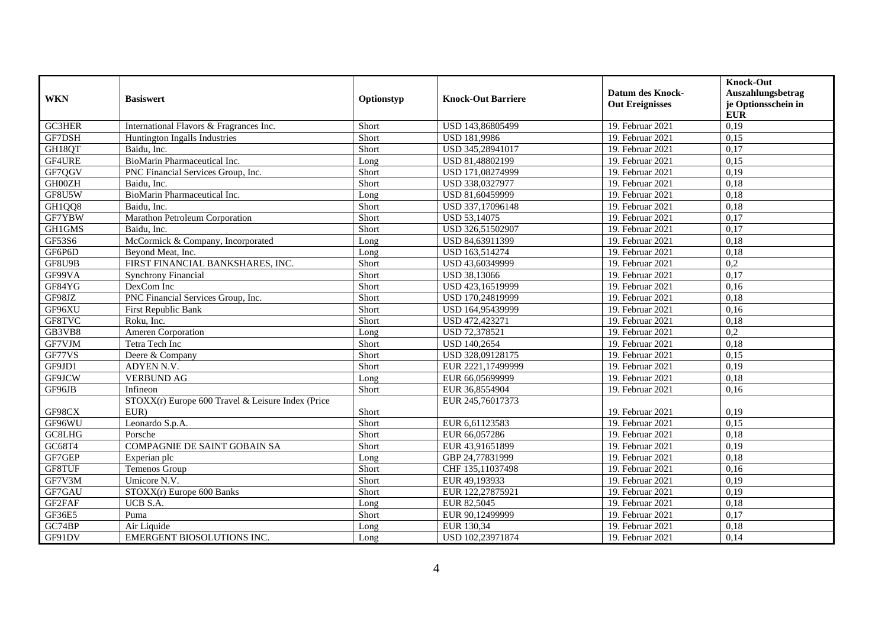| WKN | Basiswert | Optionstyp | Knock-Out Barriere | Datum des Knock-Out Ereignisses | Knock-Out Auszahlungsbetrag je Optionsschein in EUR |
|---|---|---|---|---|---|
| GC3HER | International Flavors & Fragrances Inc. | Short | USD 143,86805499 | 19. Februar 2021 | 0,19 |
| GF7DSH | Huntington Ingalls Industries | Short | USD 181,9986 | 19. Februar 2021 | 0,15 |
| GH18QT | Baidu, Inc. | Short | USD 345,28941017 | 19. Februar 2021 | 0,17 |
| GF4URE | BioMarin Pharmaceutical Inc. | Long | USD 81,48802199 | 19. Februar 2021 | 0,15 |
| GF7QGV | PNC Financial Services Group, Inc. | Short | USD 171,08274999 | 19. Februar 2021 | 0,19 |
| GH00ZH | Baidu, Inc. | Short | USD 338,0327977 | 19. Februar 2021 | 0,18 |
| GF8U5W | BioMarin Pharmaceutical Inc. | Long | USD 81,60459999 | 19. Februar 2021 | 0,18 |
| GH1QQ8 | Baidu, Inc. | Short | USD 337,17096148 | 19. Februar 2021 | 0,18 |
| GF7YBW | Marathon Petroleum Corporation | Short | USD 53,14075 | 19. Februar 2021 | 0,17 |
| GH1GMS | Baidu, Inc. | Short | USD 326,51502907 | 19. Februar 2021 | 0,17 |
| GF53S6 | McCormick & Company, Incorporated | Long | USD 84,63911399 | 19. Februar 2021 | 0,18 |
| GF6P6D | Beyond Meat, Inc. | Long | USD 163,514274 | 19. Februar 2021 | 0,18 |
| GF8U9B | FIRST FINANCIAL BANKSHARES, INC. | Short | USD 43,60349999 | 19. Februar 2021 | 0,2 |
| GF99VA | Synchrony Financial | Short | USD 38,13066 | 19. Februar 2021 | 0,17 |
| GF84YG | DexCom Inc | Short | USD 423,16519999 | 19. Februar 2021 | 0,16 |
| GF98JZ | PNC Financial Services Group, Inc. | Short | USD 170,24819999 | 19. Februar 2021 | 0,18 |
| GF96XU | First Republic Bank | Short | USD 164,95439999 | 19. Februar 2021 | 0,16 |
| GF8TVC | Roku, Inc. | Short | USD 472,423271 | 19. Februar 2021 | 0,18 |
| GB3VB8 | Ameren Corporation | Long | USD 72,378521 | 19. Februar 2021 | 0,2 |
| GF7VJM | Tetra Tech Inc | Short | USD 140,2654 | 19. Februar 2021 | 0,18 |
| GF77VS | Deere & Company | Short | USD 328,09128175 | 19. Februar 2021 | 0,15 |
| GF9JD1 | ADYEN N.V. | Short | EUR 2221,17499999 | 19. Februar 2021 | 0,19 |
| GF9JCW | VERBUND AG | Long | EUR 66,05699999 | 19. Februar 2021 | 0,18 |
| GF96JB | Infineon | Short | EUR 36,8554904 | 19. Februar 2021 | 0,16 |
| GF98CX | STOXX(r) Europe 600 Travel & Leisure Index (Price EUR) | Short | EUR 245,76017373 | 19. Februar 2021 | 0,19 |
| GF96WU | Leonardo S.p.A. | Short | EUR 6,61123583 | 19. Februar 2021 | 0,15 |
| GC8LHG | Porsche | Short | EUR 66,057286 | 19. Februar 2021 | 0,18 |
| GC68T4 | COMPAGNIE DE SAINT GOBAIN SA | Short | EUR 43,91651899 | 19. Februar 2021 | 0,19 |
| GF7GEP | Experian plc | Long | GBP 24,77831999 | 19. Februar 2021 | 0,18 |
| GF8TUF | Temenos Group | Short | CHF 135,11037498 | 19. Februar 2021 | 0,16 |
| GF7V3M | Umicore N.V. | Short | EUR 49,193933 | 19. Februar 2021 | 0,19 |
| GF7GAU | STOXX(r) Europe 600 Banks | Short | EUR 122,27875921 | 19. Februar 2021 | 0,19 |
| GF2FAF | UCB S.A. | Long | EUR 82,5045 | 19. Februar 2021 | 0,18 |
| GF36E5 | Puma | Short | EUR 90,12499999 | 19. Februar 2021 | 0,17 |
| GC74BP | Air Liquide | Long | EUR 130,34 | 19. Februar 2021 | 0,18 |
| GF91DV | EMERGENT BIOSOLUTIONS INC. | Long | USD 102,23971874 | 19. Februar 2021 | 0,14 |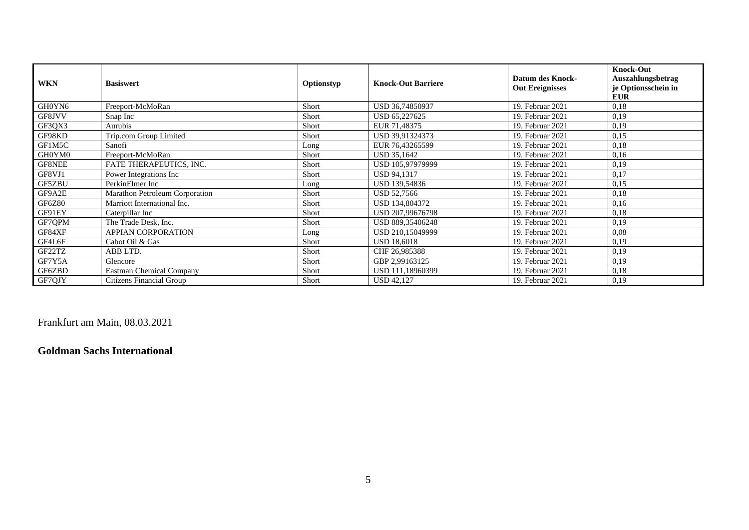| WKN | Basiswert | Optionstyp | Knock-Out Barriere | Datum des Knock-Out Ereignisses | Knock-Out Auszahlungsbetrag je Optionsschein in EUR |
|---|---|---|---|---|---|
| GH0YN6 | Freeport-McMoRan | Short | USD 36,74850937 | 19. Februar 2021 | 0,18 |
| GF8JVV | Snap Inc | Short | USD 65,227625 | 19. Februar 2021 | 0,19 |
| GF3QX3 | Aurubis | Short | EUR 71,48375 | 19. Februar 2021 | 0,19 |
| GF98KD | Trip.com Group Limited | Short | USD 39,91324373 | 19. Februar 2021 | 0,15 |
| GF1M5C | Sanofi | Long | EUR 76,43265599 | 19. Februar 2021 | 0,18 |
| GH0YM0 | Freeport-McMoRan | Short | USD 35,1642 | 19. Februar 2021 | 0,16 |
| GF8NEE | FATE THERAPEUTICS, INC. | Short | USD 105,97979999 | 19. Februar 2021 | 0,19 |
| GF8VJ1 | Power Integrations Inc | Short | USD 94,1317 | 19. Februar 2021 | 0,17 |
| GF5ZBU | PerkinElmer Inc | Long | USD 139,54836 | 19. Februar 2021 | 0,15 |
| GF9A2E | Marathon Petroleum Corporation | Short | USD 52,7566 | 19. Februar 2021 | 0,18 |
| GF6Z80 | Marriott International Inc. | Short | USD 134,804372 | 19. Februar 2021 | 0,16 |
| GF91EY | Caterpillar Inc | Short | USD 207,99676798 | 19. Februar 2021 | 0,18 |
| GF7QPM | The Trade Desk, Inc. | Short | USD 889,35406248 | 19. Februar 2021 | 0,19 |
| GF84XF | APPIAN CORPORATION | Long | USD 210,15049999 | 19. Februar 2021 | 0,08 |
| GF4L6F | Cabot Oil & Gas | Short | USD 18,6018 | 19. Februar 2021 | 0,19 |
| GF22TZ | ABB LTD. | Short | CHF 26,985388 | 19. Februar 2021 | 0,19 |
| GF7Y5A | Glencore | Short | GBP 2,99163125 | 19. Februar 2021 | 0,19 |
| GF6ZBD | Eastman Chemical Company | Short | USD 111,18960399 | 19. Februar 2021 | 0,18 |
| GF7QJY | Citizens Financial Group | Short | USD 42,127 | 19. Februar 2021 | 0,19 |

Frankfurt am Main, 08.03.2021

**Goldman Sachs International**